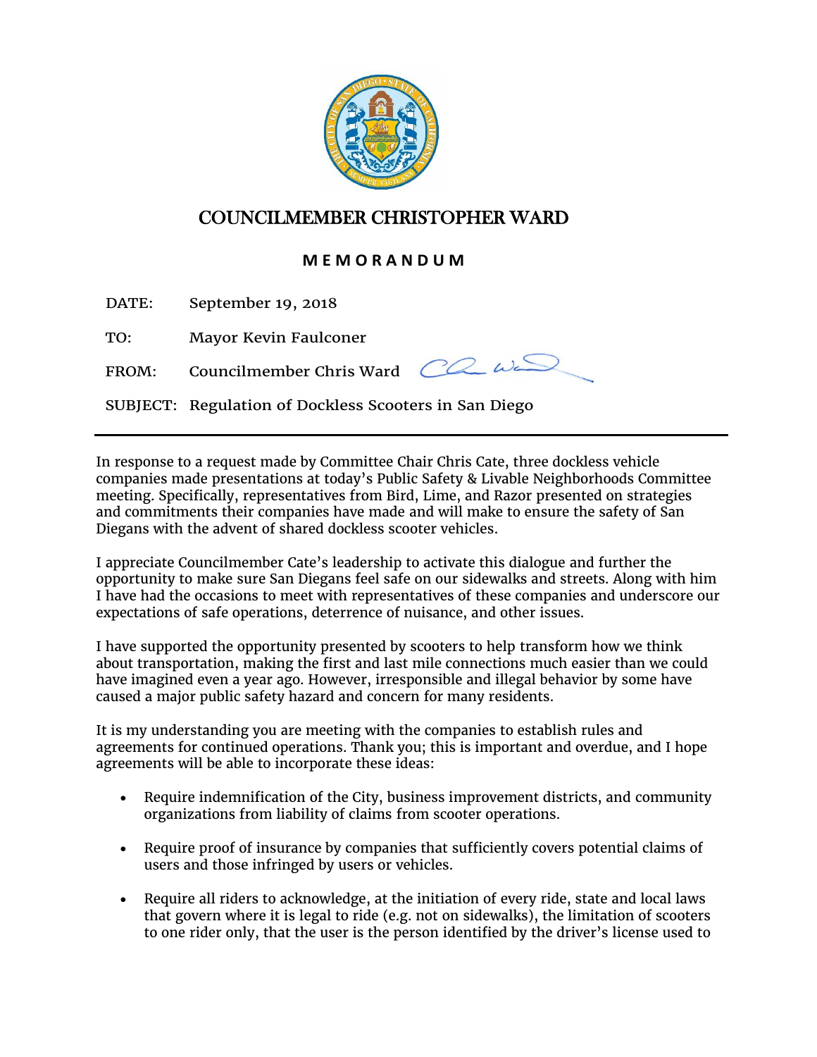# COUNCILMEMBER CHRISTOPHER WARD

## MEMORANDUM

DATE: September 19, 2018

TO: Mayor Kevin Faulconer

FROM: Councilmember Chris Ward

SUBJECT: Regulation of Dockless Scooters in San Diego

---

In response to a request made by Committee Chair Chris Cate, three dockless vehicle companies made presentations at today's Public Safety & Livable Neighborhoods Committee meeting. Specifically, representatives from Bird, Lime, and Razor presented on strategies and commitments their companies have made and will make to ensure the safety of San Diegans with the advent of shared dockless scooter vehicles.

I appreciate Councilmember Cate's leadership to activate this dialogue and further the opportunity to make sure San Diegans feel safe on our sidewalks and streets. Along with him I have had the occasions to meet with representatives of these companies and underscore our expectations of safe operations, deterrence of nuisance, and other issues.

I have supported the opportunity presented by scooters to help transform how we think about transportation, making the first and last mile connections much easier than we could have imagined even a year ago. However, irresponsible and illegal behavior by some have caused a major public safety hazard and concern for many residents.

It is my understanding you are meeting with the companies to establish rules and agreements for continued operations. Thank you; this is important and overdue, and I hope agreements will be able to incorporate these ideas:

- Require indemnification of the City, business improvement districts, and community organizations from liability of claims from scooter operations.
- Require proof of insurance by companies that sufficiently covers potential claims of users and those infringed by users or vehicles.
- Require all riders to acknowledge, at the initiation of every ride, state and local laws that govern where it is legal to ride (e.g. not on sidewalks), the limitation of scooters to one rider only, that the user is the person identified by the driver's license used to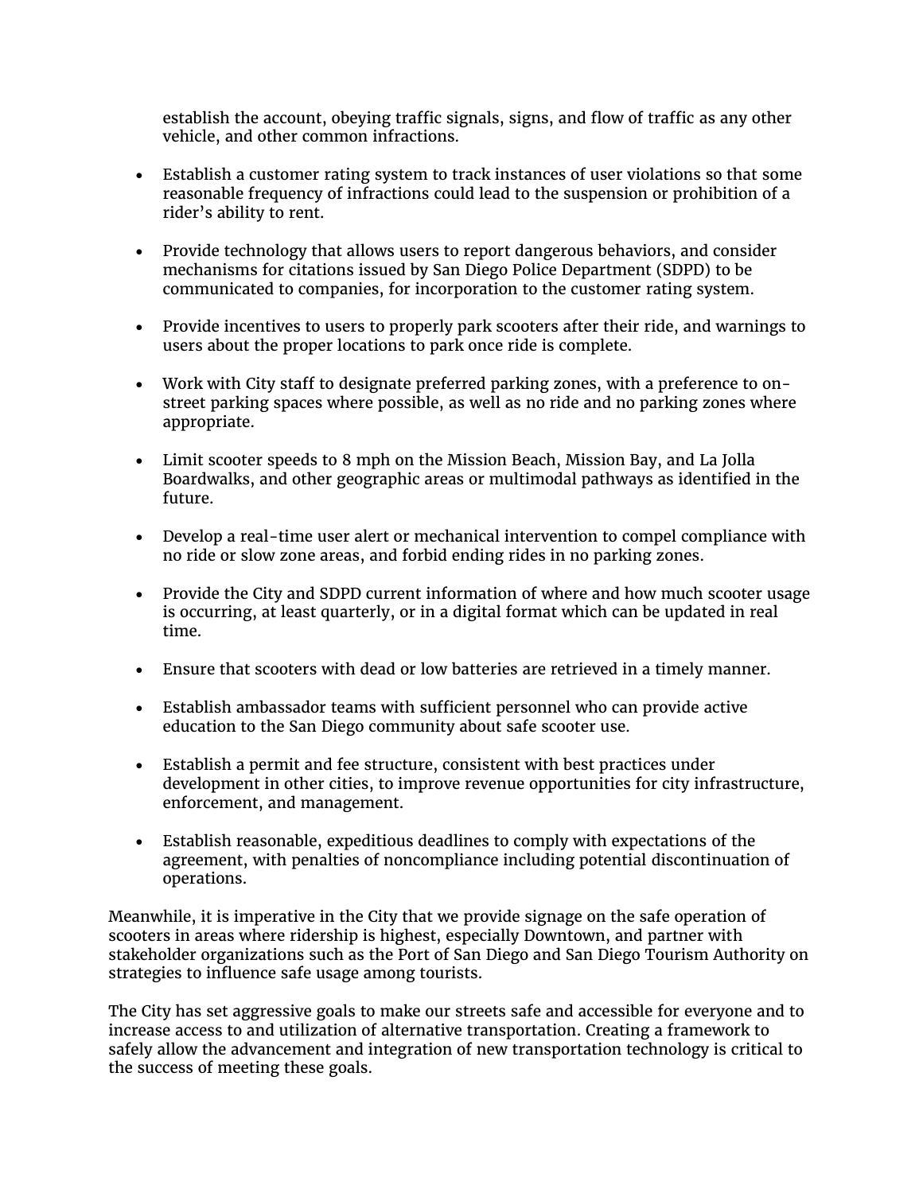establish the account, obeying traffic signals, signs, and flow of traffic as any other vehicle, and other common infractions.

- Establish a customer rating system to track instances of user violations so that some reasonable frequency of infractions could lead to the suspension or prohibition of a rider's ability to rent.

- Provide technology that allows users to report dangerous behaviors, and consider mechanisms for citations issued by San Diego Police Department (SDPD) to be communicated to companies, for incorporation to the customer rating system.

- Provide incentives to users to properly park scooters after their ride, and warnings to users about the proper locations to park once ride is complete.

- Work with City staff to designate preferred parking zones, with a preference to on-street parking spaces where possible, as well as no ride and no parking zones where appropriate.

- Limit scooter speeds to 8 mph on the Mission Beach, Mission Bay, and La Jolla Boardwalks, and other geographic areas or multimodal pathways as identified in the future.

- Develop a real-time user alert or mechanical intervention to compel compliance with no ride or slow zone areas, and forbid ending rides in no parking zones.

- Provide the City and SDPD current information of where and how much scooter usage is occurring, at least quarterly, or in a digital format which can be updated in real time.

- Ensure that scooters with dead or low batteries are retrieved in a timely manner.

- Establish ambassador teams with sufficient personnel who can provide active education to the San Diego community about safe scooter use.

- Establish a permit and fee structure, consistent with best practices under development in other cities, to improve revenue opportunities for city infrastructure, enforcement, and management.

- Establish reasonable, expeditious deadlines to comply with expectations of the agreement, with penalties of noncompliance including potential discontinuation of operations.

Meanwhile, it is imperative in the City that we provide signage on the safe operation of scooters in areas where ridership is highest, especially Downtown, and partner with stakeholder organizations such as the Port of San Diego and San Diego Tourism Authority on strategies to influence safe usage among tourists.

The City has set aggressive goals to make our streets safe and accessible for everyone and to increase access to and utilization of alternative transportation. Creating a framework to safely allow the advancement and integration of new transportation technology is critical to the success of meeting these goals.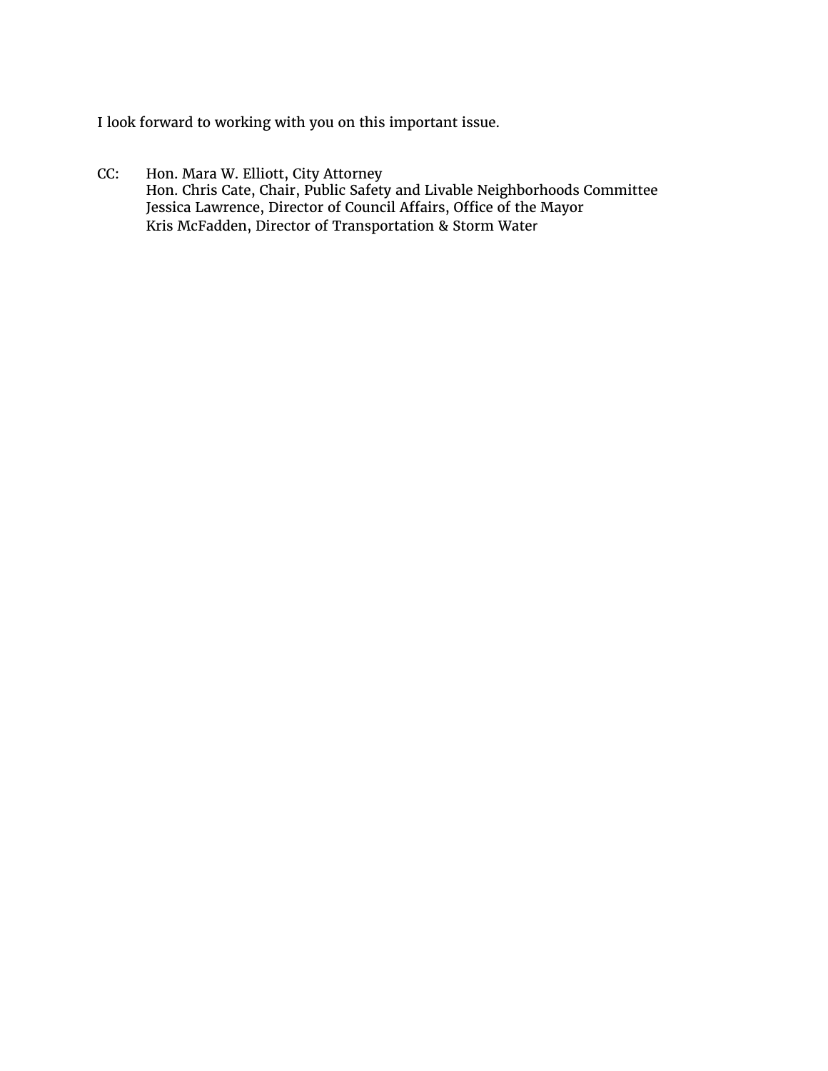I look forward to working with you on this important issue.

CC: Hon. Mara W. Elliott, City Attorney
Hon. Chris Cate, Chair, Public Safety and Livable Neighborhoods Committee
Jessica Lawrence, Director of Council Affairs, Office of the Mayor
Kris McFadden, Director of Transportation & Storm Water